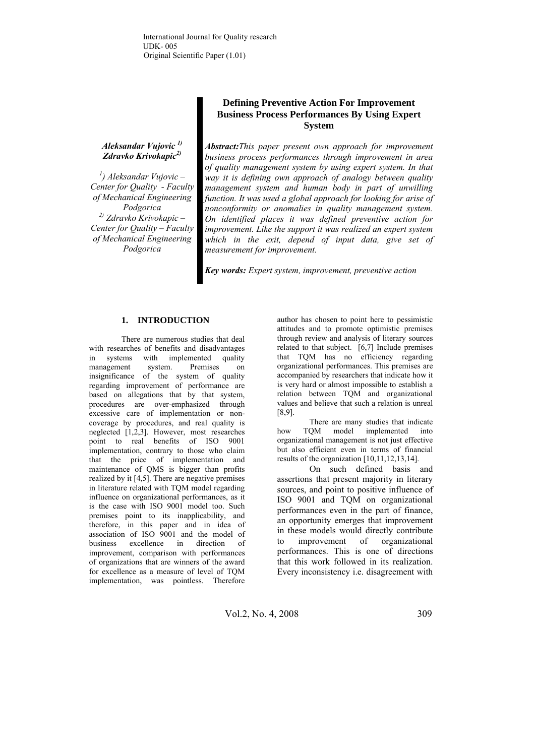International Journal for Quality research
UDK- 005
Original Scientific Paper (1.01)

# Defining Preventive Action For Improvement Business Process Performances By Using Expert System

***Aleksandar Vujovic [1)]***
***Zdravko Krivokapic[2)]***

*[1)] Aleksandar Vujovic – Center for Quality - Faculty of Mechanical Engineering Podgorica*
*[2)] Zdravko Krivokapic – Center for Quality – Faculty of Mechanical Engineering Podgorica*

***Abstract:*** *This paper present own approach for improvement business process performances through improvement in area of quality management system by using expert system. In that way it is defining own approach of analogy between quality management system and human body in part of unwilling function. It was used a global approach for looking for arise of nonconformity or anomalies in quality management system. On identified places it was defined preventive action for improvement. Like the support it was realized an expert system which in the exit, depend of input data, give set of measurement for improvement.*

***Key words:*** *Expert system, improvement, preventive action*

## 1. INTRODUCTION

There are numerous studies that deal with researches of benefits and disadvantages in systems with implemented quality management system. Premises on insignificance of the system of quality regarding improvement of performance are based on allegations that by that system, procedures are over-emphasized through excessive care of implementation or non-coverage by procedures, and real quality is neglected [1,2,3]. However, most researches point to real benefits of ISO 9001 implementation, contrary to those who claim that the price of implementation and maintenance of QMS is bigger than profits realized by it [4,5]. There are negative premises in literature related with TQM model regarding influence on organizational performances, as it is the case with ISO 9001 model too. Such premises point to its inapplicability, and therefore, in this paper and in idea of association of ISO 9001 and the model of business excellence in direction of improvement, comparison with performances of organizations that are winners of the award for excellence as a measure of level of TQM implementation, was pointless. Therefore author has chosen to point here to pessimistic attitudes and to promote optimistic premises through review and analysis of literary sources related to that subject. [6,7] Include premises that TQM has no efficiency regarding organizational performances. This premises are accompanied by researchers that indicate how it is very hard or almost impossible to establish a relation between TQM and organizational values and believe that such a relation is unreal [8,9].

There are many studies that indicate how TQM model implemented into organizational management is not just effective but also efficient even in terms of financial results of the organization [10,11,12,13,14].

On such defined basis and assertions that present majority in literary sources, and point to positive influence of ISO 9001 and TQM on organizational performances even in the part of finance, an opportunity emerges that improvement in these models would directly contribute to improvement of organizational performances. This is one of directions that this work followed in its realization. Every inconsistency i.e. disagreement with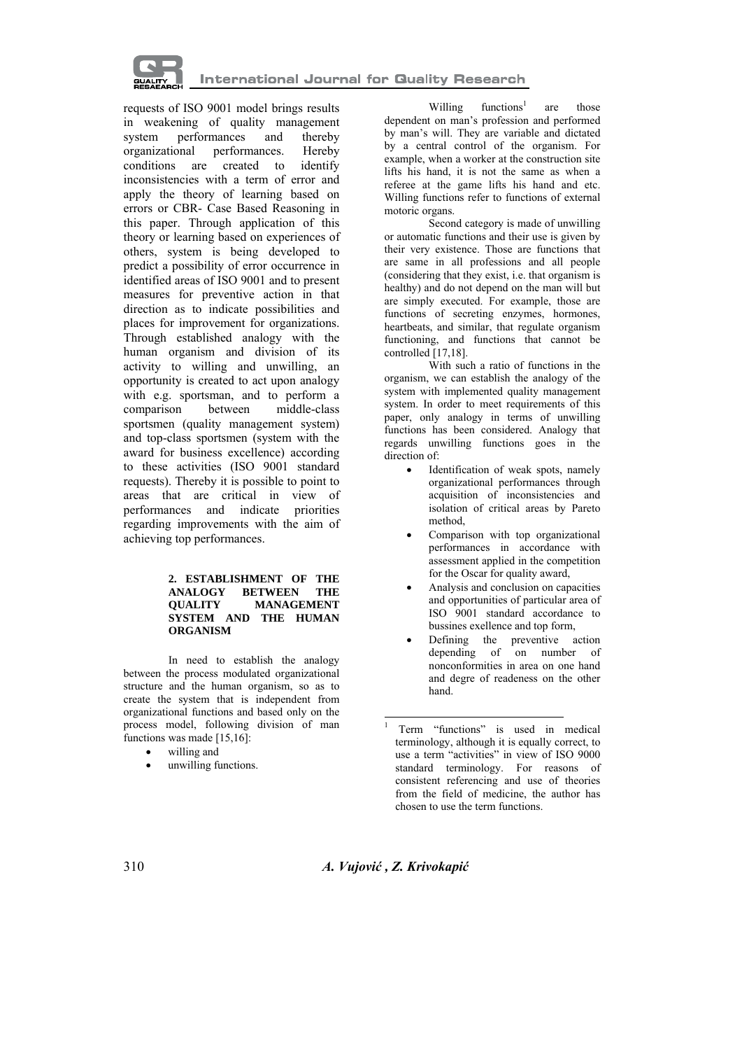requests of ISO 9001 model brings results in weakening of quality management system performances and thereby organizational performances. Hereby conditions are created to identify inconsistencies with a term of error and apply the theory of learning based on errors or CBR- Case Based Reasoning in this paper. Through application of this theory or learning based on experiences of others, system is being developed to predict a possibility of error occurrence in identified areas of ISO 9001 and to present measures for preventive action in that direction as to indicate possibilities and places for improvement for organizations. Through established analogy with the human organism and division of its activity to willing and unwilling, an opportunity is created to act upon analogy with e.g. sportsman, and to perform a comparison between middle-class sportsmen (quality management system) and top-class sportsmen (system with the award for business excellence) according to these activities (ISO 9001 standard requests). Thereby it is possible to point to areas that are critical in view of performances and indicate priorities regarding improvements with the aim of achieving top performances.

## 2. ESTABLISHMENT OF THE ANALOGY BETWEEN THE QUALITY MANAGEMENT SYSTEM AND THE HUMAN ORGANISM

In need to establish the analogy between the process modulated organizational structure and the human organism, so as to create the system that is independent from organizational functions and based only on the process model, following division of man functions was made [15,16]:

- willing and
- unwilling functions.

Willing functions[1] are those dependent on man's profession and performed by man's will. They are variable and dictated by a central control of the organism. For example, when a worker at the construction site lifts his hand, it is not the same as when a referee at the game lifts his hand and etc. Willing functions refer to functions of external motoric organs.

Second category is made of unwilling or automatic functions and their use is given by their very existence. Those are functions that are same in all professions and all people (considering that they exist, i.e. that organism is healthy) and do not depend on the man will but are simply executed. For example, those are functions of secreting enzymes, hormones, heartbeats, and similar, that regulate organism functioning, and functions that cannot be controlled [17,18].

With such a ratio of functions in the organism, we can establish the analogy of the system with implemented quality management system. In order to meet requirements of this paper, only analogy in terms of unwilling functions has been considered. Analogy that regards unwilling functions goes in the direction of:

- Identification of weak spots, namely organizational performances through acquisition of inconsistencies and isolation of critical areas by Pareto method,
- Comparison with top organizational performances in accordance with assessment applied in the competition for the Oscar for quality award,
- Analysis and conclusion on capacities and opportunities of particular area of ISO 9001 standard accordance to bussines exellence and top form,
- Defining the preventive action depending of on number of nonconformities in area on one hand and degree of readeness on the other hand.

[1] Term "functions" is used in medical terminology, although it is equally correct, to use a term "activities" in view of ISO 9000 standard terminology. For reasons of consistent referencing and use of theories from the field of medicine, the author has chosen to use the term functions.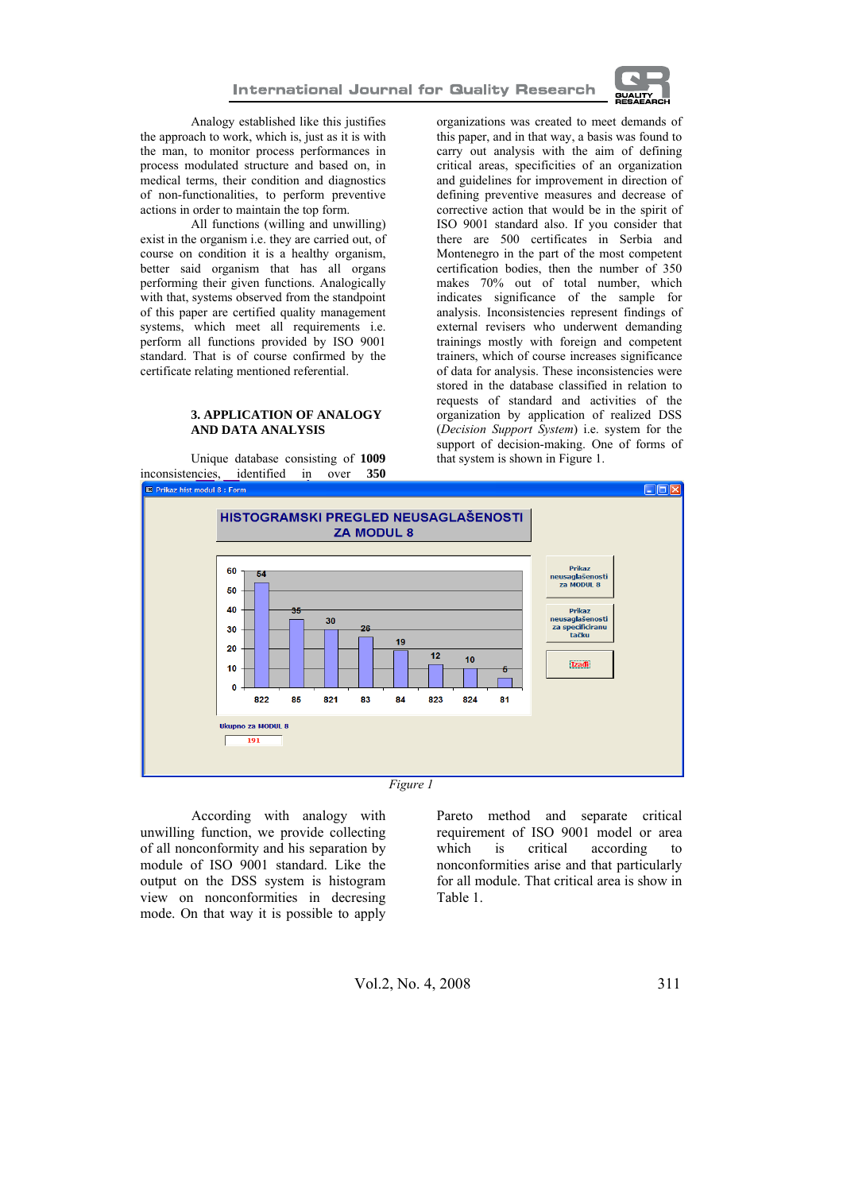Analogy established like this justifies the approach to work, which is, just as it is with the man, to monitor process performances in process modulated structure and based on, in medical terms, their condition and diagnostics of non-functionalities, to perform preventive actions in order to maintain the top form.

All functions (willing and unwilling) exist in the organism i.e. they are carried out, of course on condition it is a healthy organism, better said organism that has all organs performing their given functions. Analogically with that, systems observed from the standpoint of this paper are certified quality management systems, which meet all requirements i.e. perform all functions provided by ISO 9001 standard. That is of course confirmed by the certificate relating mentioned referential.

## 3. APPLICATION OF ANALOGY AND DATA ANALYSIS

Unique database consisting of **1009** inconsistencies, identified in over **350** organizations was created to meet demands of this paper, and in that way, a basis was found to carry out analysis with the aim of defining critical areas, specificities of an organization and guidelines for improvement in direction of defining preventive measures and decrease of corrective action that would be in the spirit of ISO 9001 standard also. If you consider that there are 500 certificates in Serbia and Montenegro in the part of the most competent certification bodies, then the number of 350 makes 70% out of total number, which indicates significance of the sample for analysis. Inconsistencies represent findings of external revisers who underwent demanding trainings mostly with foreign and competent trainers, which of course increases significance of data for analysis. These inconsistencies were stored in the database classified in relation to requests of standard and activities of the organization by application of realized DSS (*Decision Support System*) i.e. system for the support of decision-making. One of forms of that system is shown in Figure 1.

*Figure 1*

According with analogy with unwilling function, we provide collecting of all nonconformity and his separation by module of ISO 9001 standard. Like the output on the DSS system is histogram view on nonconformities in decreasing mode. On that way it is possible to apply Pareto method and separate critical requirement of ISO 9001 model or area which is critical according to nonconformities arise and that particularly for all module. That critical area is show in Table 1.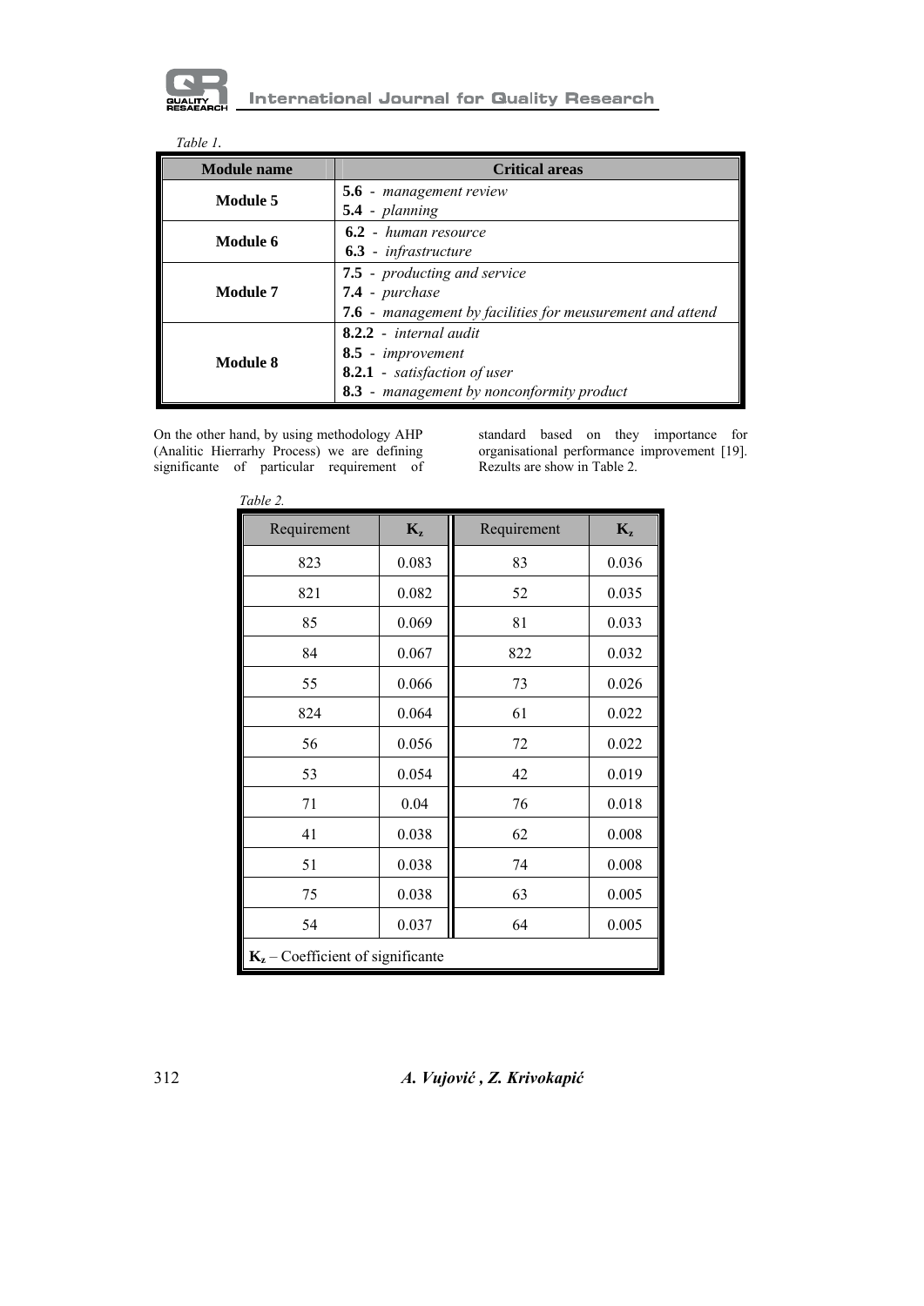*Table 1.*

| Module name | Critical areas |
|---|---|
| **Module 5** | **5.6** - *management review*<br>**5.4** - *planning* |
| **Module 6** | **6.2** - *human resource*<br>**6.3** - *infrastructure* |
| **Module 7** | **7.5** - *producting and service*<br>**7.4** - *purchase*<br>**7.6** - *management by facilities for meusurement and attend* |
| **Module 8** | **8.2.2** - *internal audit*<br>**8.5** - *improvement*<br>**8.2.1** - *satisfaction of user*<br>**8.3** - *management by nonconformity product* |

On the other hand, by using methodology AHP (Analitic Hierrarhy Process) we are defining significante of particular requirement of standard based on they importance for organisational performance improvement [19]. Rezults are show in Table 2.

*Table 2.*

| Requirement | $K_z$ | Requirement | $K_z$ |
|---|---|---|---|
| 823 | 0.083 | 83 | 0.036 |
| 821 | 0.082 | 52 | 0.035 |
| 85 | 0.069 | 81 | 0.033 |
| 84 | 0.067 | 822 | 0.032 |
| 55 | 0.066 | 73 | 0.026 |
| 824 | 0.064 | 61 | 0.022 |
| 56 | 0.056 | 72 | 0.022 |
| 53 | 0.054 | 42 | 0.019 |
| 71 | 0.04 | 76 | 0.018 |
| 41 | 0.038 | 62 | 0.008 |
| 51 | 0.038 | 74 | 0.008 |
| 75 | 0.038 | 63 | 0.005 |
| 54 | 0.037 | 64 | 0.005 |

$K_z$ – Coefficient of significante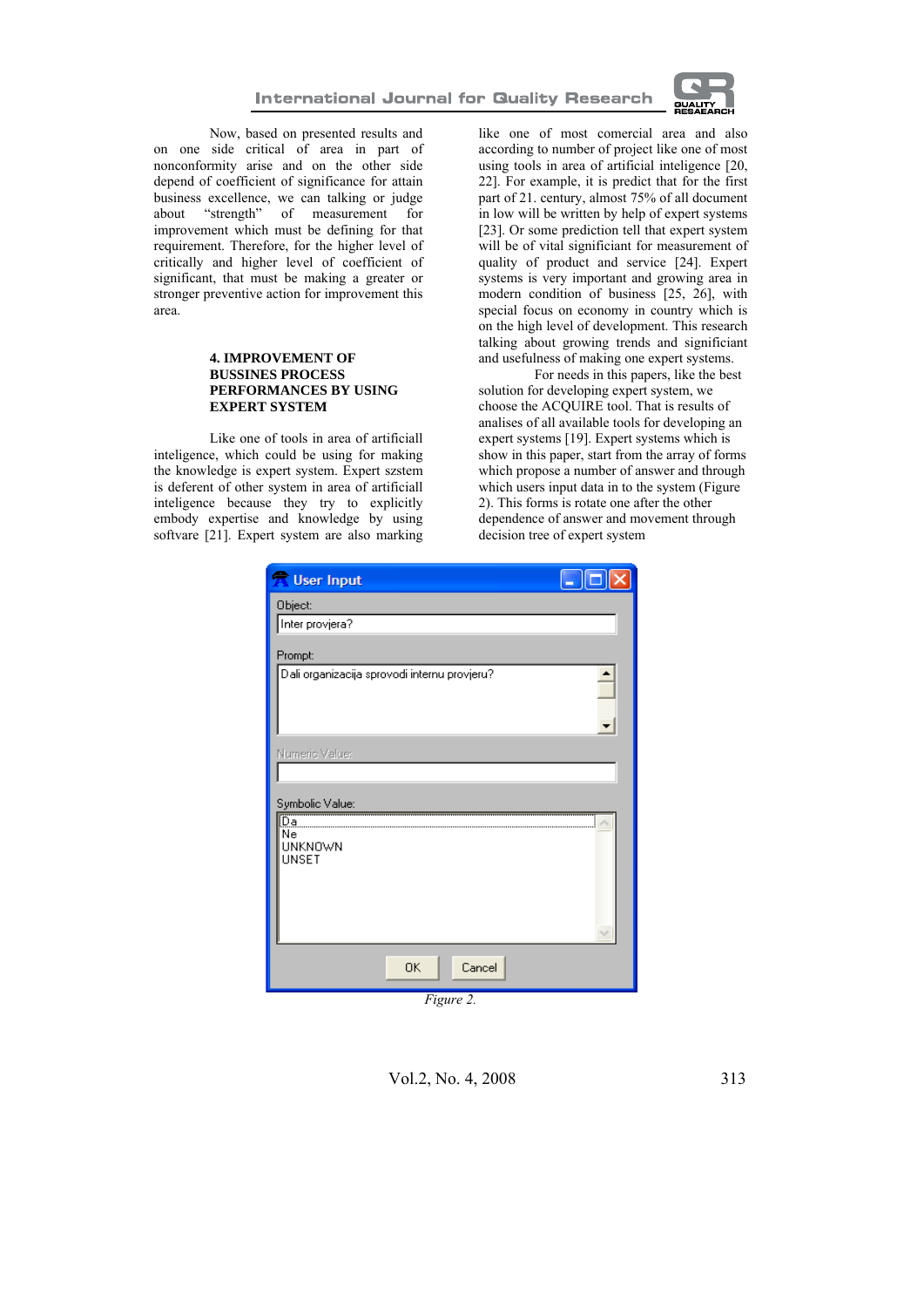Now, based on presented results and on one side critical of area in part of nonconformity arise and on the other side depend of coefficient of significance for attain business excellence, we can talking or judge about "strength" of measurement for improvement which must be defining for that requirement. Therefore, for the higher level of critically and higher level of coefficient of significant, that must be making a greater or stronger preventive action for improvement this area.

## 4. IMPROVEMENT OF BUSSINES PROCESS PERFORMANCES BY USING EXPERT SYSTEM

Like one of tools in area of artificiall inteligence, which could be using for making the knowledge is expert system. Expert szstem is deferent of other system in area of artificiall inteligence because they try to explicitly embody expertise and knowledge by using softvare [21]. Expert system are also marking like one of most comercial area and also according to number of project like one of most using tools in area of artificial inteligence [20, 22]. For example, it is predict that for the first part of 21. century, almost 75% of all document in low will be written by help of expert systems [23]. Or some prediction tell that expert system will be of vital significiant for measurement of quality of product and service [24]. Expert systems is very important and growing area in modern condition of business [25, 26], with special focus on economy in country which is on the high level of development. This research talking about growing trends and significiant and usefulness of making one expert systems.

For needs in this papers, like the best solution for developing expert system, we choose the ACQUIRE tool. That is results of analises of all available tools for developing an expert systems [19]. Expert systems which is show in this paper, start from the array of forms which propose a number of answer and through which users input data in to the system (Figure 2). This forms is rotate one after the other dependence of answer and movement through decision tree of expert system

User Input

Object:
Inter provjera?

Prompt:
Dali organizacija sprovodi internu provjeru?

Numeric Value:

Symbolic Value:
Da
Ne
UNKNOWN
UNSET

OK Cancel

*Figure 2.*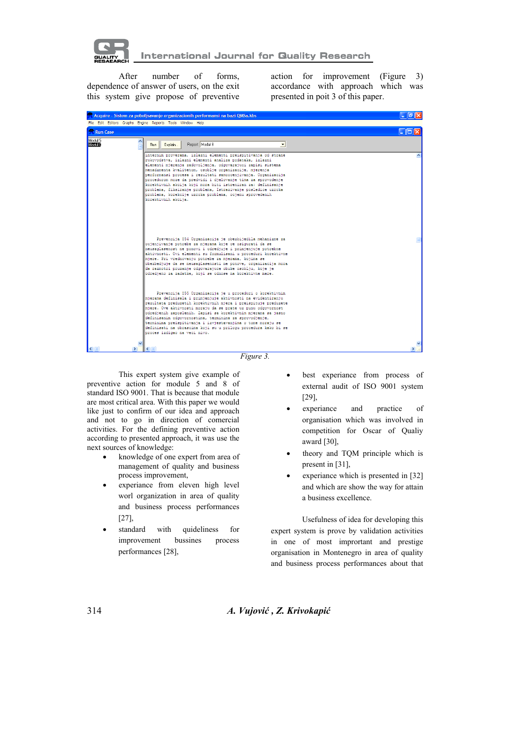After number of forms, dependence of answer of users, on the exit this system give propose of preventive action for improvement (Figure 3) accordance with approach which was presented in poit 3 of this paper.

*Figure 3.*

This expert system give example of preventive action for module 5 and 8 of standard ISO 9001. That is because that module are most critical area. With this paper we would like just to confirm of our idea and approach and not to go in direction of comercial activities. For the defining preventive action according to presented approach, it was use the next sources of knowledge:

- knowledge of one expert from area of management of quality and business process improvement,
- experiance from eleven high level worl organization in area of quality and business process performances [27],
- standard with quideliness for improvement bussines process performances [28],
- best experiance from process of external audit of ISO 9001 system [29],
- experiance and practice of organisation which was involved in competition for Oscar of Qualiy award [30],
- theory and TQM principle which is present in [31],
- experiance which is presented in [32] and which are show the way for attain a business excellence.

Usefulness of idea for developing this expert system is prove by validation activities in one of most improtant and prestige organisation in Montenegro in area of quality and business process performances about that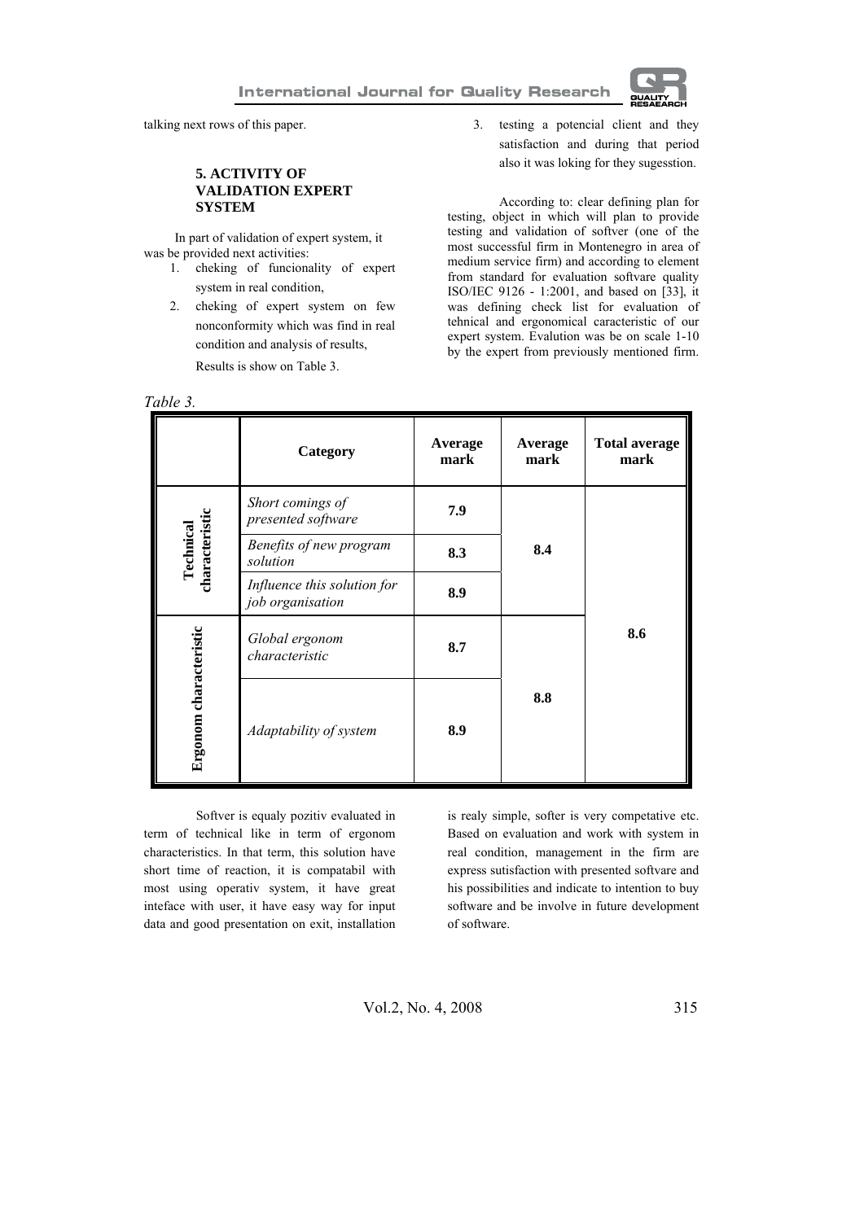talking next rows of this paper.

## 5. ACTIVITY OF VALIDATION EXPERT SYSTEM

In part of validation of expert system, it was be provided next activities:

1. cheking of funcionality of expert system in real condition,
2. cheking of expert system on few nonconformity which was find in real condition and analysis of results,
3. testing a potencial client and they satisfaction and during that period also it was loking for they sugesstion.

Results is show on Table 3.

According to: clear defining plan for testing, object in which will plan to provide testing and validation of softver (one of the most successful firm in Montenegro in area of medium service firm) and according to element from standard for evaluation softvare quality ISO/IEC 9126 - 1:2001, and based on [33], it was defining check list for evaluation of tehnical and ergonomical caracteristic of our expert system. Evalution was be on scale 1-10 by the expert from previously mentioned firm.

*Table 3.*

| | Category | Average mark | Average mark | Total average mark |
|---|---|---|---|---|
| **Technical characteristic** | *Short comings of presented software* | **7.9** | **8.4** | **8.6** |
| | *Benefits of new program solution* | **8.3** | | |
| | *Influence this solution for job organisation* | **8.9** | | |
| **Ergonom characteristic** | *Global ergonom characteristic* | **8.7** | **8.8** | |
| | *Adaptability of system* | **8.9** | | |

Softver is equaly pozitiv evaluated in term of technical like in term of ergonom characteristics. In that term, this solution have short time of reaction, it is compatabil with most using operativ system, it have great inteface with user, it have easy way for input data and good presentation on exit, installation is realy simple, softer is very competative etc. Based on evaluation and work with system in real condition, management in the firm are express satisfaction with presented softvare and his possibilities and indicate to intention to buy software and be involve in future development of software.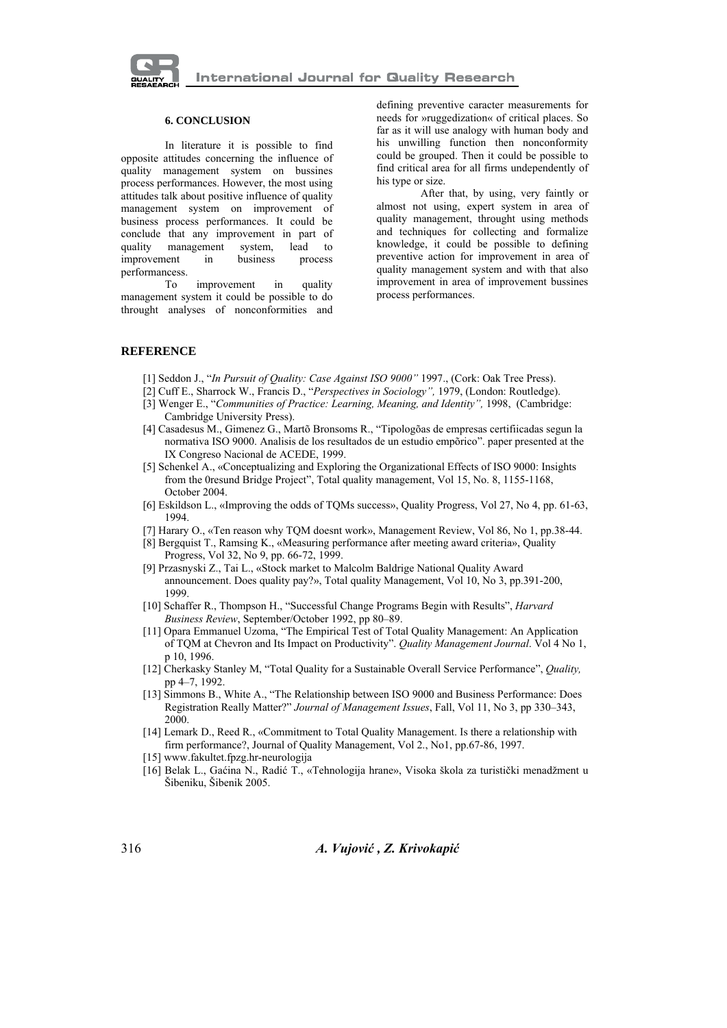## 6. CONCLUSION

In literature it is possible to find opposite attitudes concerning the influence of quality management system on bussines process performances. However, the most using attitudes talk about positive influence of quality management system on improvement of business process performances. It could be conclude that any improvement in part of quality management system, lead to improvement in business process performancess.

To improvement in quality management system it could be possible to do throught analyses of nonconformities and defining preventive caracter measurements for needs for »ruggedization« of critical places. So far as it will use analogy with human body and his unwilling function then nonconformity could be grouped. Then it could be possible to find critical area for all firms undependently of his type or size.

After that, by using, very faintly or almost not using, expert system in area of quality management, throught using methods and techniques for collecting and formalize knowledge, it could be possible to defining preventive action for improvement in area of quality management system and with that also improvement in area of improvement bussines process performances.

## REFERENCE

[1] Seddon J., "*In Pursuit of Quality: Case Against ISO 9000"* 1997., (Cork: Oak Tree Press).

[2] Cuff E., Sharrock W., Francis D., "*Perspectives in Sociology",* 1979, (London: Routledge).

[3] Wenger E., "*Communities of Practice: Learning, Meaning, and Identity",* 1998, (Cambridge: Cambridge University Press).

[4] Casadesus M., Gimenez G., Martõ Bronsoms R., "Tipologõas de empresas certificadas segun la normativa ISO 9000. Analisis de los resultados de un estudio empõrico". paper presented at the IX Congreso Nacional de ACEDE, 1999.

[5] Schenkel A., «Conceptualizing and Exploring the Organizational Effects of ISO 9000: Insights from the 0resund Bridge Project", Total quality management, Vol 15, No. 8, 1155-1168, October 2004.

[6] Eskildson L., «Improving the odds of TQMs success», Quality Progress, Vol 27, No 4, pp. 61-63, 1994.

[7] Harary O., «Ten reason why TQM doesnt work», Management Review, Vol 86, No 1, pp.38-44.

[8] Bergquist T., Ramsing K., «Measuring performance after meeting award criteria», Quality Progress, Vol 32, No 9, pp. 66-72, 1999.

[9] Przasnyski Z., Tai L., «Stock market to Malcolm Baldrige National Quality Award announcement. Does quality pay?», Total quality Management, Vol 10, No 3, pp.391-200, 1999.

[10] Schaffer R., Thompson H., "Successful Change Programs Begin with Results", *Harvard Business Review*, September/October 1992, pp 80–89.

[11] Opara Emmanuel Uzoma, "The Empirical Test of Total Quality Management: An Application of TQM at Chevron and Its Impact on Productivity". *Quality Management Journal*. Vol 4 No 1, p 10, 1996.

[12] Cherkasky Stanley M, "Total Quality for a Sustainable Overall Service Performance", *Quality,* pp 4–7, 1992.

[13] Simmons B., White A., "The Relationship between ISO 9000 and Business Performance: Does Registration Really Matter?" *Journal of Management Issues*, Fall, Vol 11, No 3, pp 330–343, 2000.

[14] Lemark D., Reed R., «Commitment to Total Quality Management. Is there a relationship with firm performance?, Journal of Quality Management, Vol 2., No1, pp.67-86, 1997.

[15] www.fakultet.fpzg.hr-neurologija

[16] Belak L., Gaćina N., Radić T., «Tehnologija hrane», Visoka škola za turistički menadžment u Šibeniku, Šibenik 2005.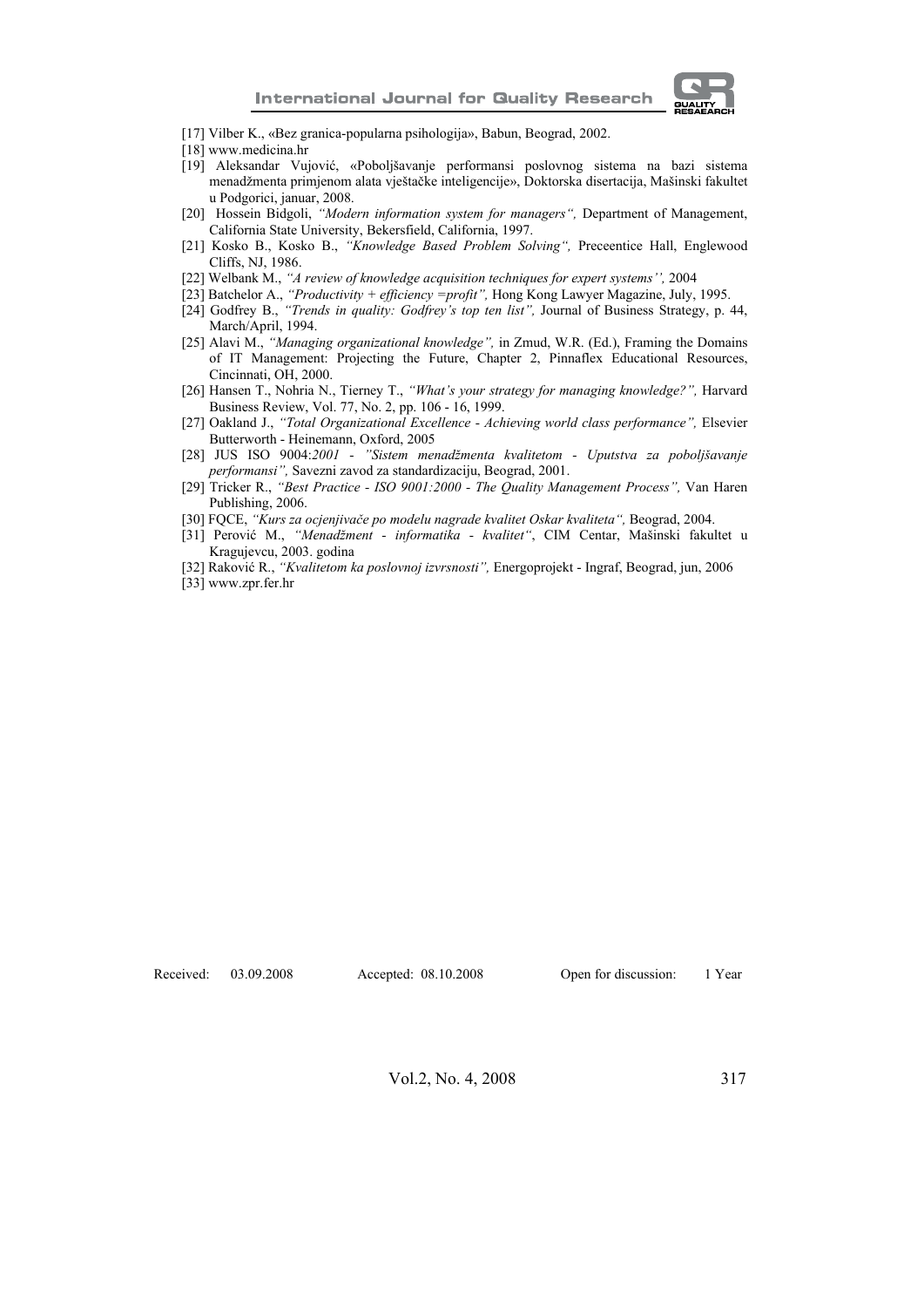[17] Vilber K., «Bez granica-popularna psihologija», Babun, Beograd, 2002.

[18] www.medicina.hr

[19] Aleksandar Vujović, «Poboljšavanje performansi poslovnog sistema na bazi sistema menadžmenta primjenom alata vještačke inteligencije», Doktorska disertacija, Mašinski fakultet u Podgorici, januar, 2008.

[20] Hossein Bidgoli, *"Modern information system for managers",* Department of Management, California State University, Bekersfield, California, 1997.

[21] Kosko B., Kosko B., *"Knowledge Based Problem Solving",* Preceentice Hall, Englewood Cliffs, NJ, 1986.

[22] Welbank M., *"A review of knowledge acquisition techniques for expert systems'',* 2004

[23] Batchelor A., *"Productivity + efficiency =profit",* Hong Kong Lawyer Magazine, July, 1995.

[24] Godfrey B., *"Trends in quality: Godfrey's top ten list",* Journal of Business Strategy, p. 44, March/April, 1994.

[25] Alavi M., *"Managing organizational knowledge",* in Zmud, W.R. (Ed.), Framing the Domains of IT Management: Projecting the Future, Chapter 2, Pinnaflex Educational Resources, Cincinnati, OH, 2000.

[26] Hansen T., Nohria N., Tierney T., *"What's your strategy for managing knowledge?",* Harvard Business Review, Vol. 77, No. 2, pp. 106 - 16, 1999.

[27] Oakland J., *"Total Organizational Excellence - Achieving world class performance",* Elsevier Butterworth - Heinemann, Oxford, 2005

[28] JUS ISO 9004:*2001 - "Sistem menadžmenta kvalitetom - Uputstva za poboljšavanje performansi",* Savezni zavod za standardizaciju, Beograd, 2001.

[29] Tricker R., *"Best Practice - ISO 9001:2000 - The Quality Management Process",* Van Haren Publishing, 2006.

[30] FQCE, *"Kurs za ocjenjivače po modelu nagrade kvalitet Oskar kvaliteta",* Beograd, 2004.

[31] Perović M., *"Menadžment - informatika - kvalitet"*, CIM Centar, Mašinski fakultet u Kragujevcu, 2003. godina

[32] Raković R., *"Kvalitetom ka poslovnoj izvrsnosti",* Energoprojekt - Ingraf, Beograd, jun, 2006

[33] www.zpr.fer.hr

Received: 03.09.2008 Accepted: 08.10.2008 Open for discussion: 1 Year